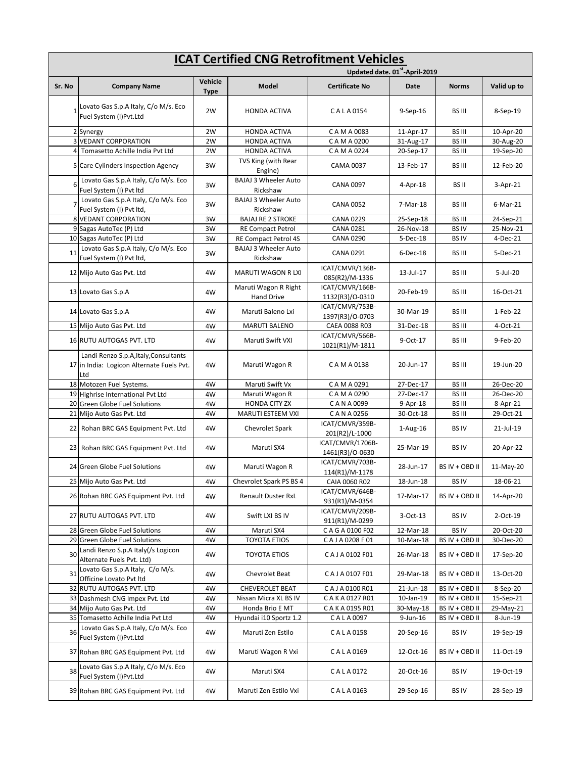# ICAT Certified CNG Retrofitment Vehicles

Updated date. 01st-April-2019

| Sr. No | Company Name | Vehicle Type | Model | Certificate No | Date | Norms | Valid up to |
|---|---|---|---|---|---|---|---|
| 1 | Lovato Gas S.p.A Italy, C/o M/s. Eco Fuel System (I)Pvt.Ltd | 2W | HONDA ACTIVA | C A L A 0154 | 9-Sep-16 | BS III | 8-Sep-19 |
| 2 | Synergy | 2W | HONDA ACTIVA | C A M A 0083 | 11-Apr-17 | BS III | 10-Apr-20 |
| 3 | VEDANT CORPORATION | 2W | HONDA ACTIVA | C A M A 0200 | 31-Aug-17 | BS III | 30-Aug-20 |
| 4 | Tomasetto Achille India Pvt Ltd | 2W | HONDA ACTIVA | C A M A 0224 | 20-Sep-17 | BS III | 19-Sep-20 |
| 5 | Care Cylinders Inspection Agency | 3W | TVS King (with Rear Engine) | CAMA 0037 | 13-Feb-17 | BS III | 12-Feb-20 |
| 6 | Lovato Gas S.p.A Italy, C/o M/s. Eco Fuel System (I) Pvt ltd | 3W | BAJAJ 3 Wheeler Auto Rickshaw | CANA 0097 | 4-Apr-18 | BS II | 3-Apr-21 |
| 7 | Lovato Gas S.p.A Italy, C/o M/s. Eco Fuel System (I) Pvt ltd, | 3W | BAJAJ 3 Wheeler Auto Rickshaw | CANA 0052 | 7-Mar-18 | BS III | 6-Mar-21 |
| 8 | VEDANT CORPORATION | 3W | BAJAJ RE 2 STROKE | CANA 0229 | 25-Sep-18 | BS III | 24-Sep-21 |
| 9 | Sagas AutoTec (P) Ltd | 3W | RE Compact Petrol | CANA 0281 | 26-Nov-18 | BS IV | 25-Nov-21 |
| 10 | Sagas AutoTec (P) Ltd | 3W | RE Compact Petrol 4S | CANA 0290 | 5-Dec-18 | BS IV | 4-Dec-21 |
| 11 | Lovato Gas S.p.A Italy, C/o M/s. Eco Fuel System (I) Pvt ltd, | 3W | BAJAJ 3 Wheeler Auto Rickshaw | CANA 0291 | 6-Dec-18 | BS III | 5-Dec-21 |
| 12 | Mijo Auto Gas Pvt. Ltd | 4W | MARUTI WAGON R LXI | ICAT/CMVR/136B-085(R2)/M-1336 | 13-Jul-17 | BS III | 5-Jul-20 |
| 13 | Lovato Gas S.p.A | 4W | Maruti Wagon R Right Hand Drive | ICAT/CMVR/166B-1132(R3)/O-0310 | 20-Feb-19 | BS III | 16-Oct-21 |
| 14 | Lovato Gas S.p.A | 4W | Maruti Baleno Lxi | ICAT/CMVR/753B-1397(R3)/O-0703 | 30-Mar-19 | BS III | 1-Feb-22 |
| 15 | Mijo Auto Gas Pvt. Ltd | 4W | MARUTI BALENO | CAEA 0088 R03 | 31-Dec-18 | BS III | 4-Oct-21 |
| 16 | RUTU AUTOGAS PVT. LTD | 4W | Maruti Swift VXI | ICAT/CMVR/566B-1021(R1)/M-1811 | 9-Oct-17 | BS III | 9-Feb-20 |
| 17 | Landi Renzo S.p.A,Italy,Consultants in India: Logicon Alternate Fuels Pvt. Ltd | 4W | Maruti Wagon R | C A M A 0138 | 20-Jun-17 | BS III | 19-Jun-20 |
| 18 | Motozen Fuel Systems. | 4W | Maruti Swift Vx | C A M A 0291 | 27-Dec-17 | BS III | 26-Dec-20 |
| 19 | Highrise International Pvt Ltd | 4W | Maruti Wagon R | C A M A 0290 | 27-Dec-17 | BS III | 26-Dec-20 |
| 20 | Green Globe Fuel Solutions | 4W | HONDA CITY ZX | C A N A 0099 | 9-Apr-18 | BS III | 8-Apr-21 |
| 21 | Mijo Auto Gas Pvt. Ltd | 4W | MARUTI ESTEEM VXI | C A N A 0256 | 30-Oct-18 | BS III | 29-Oct-21 |
| 22 | Rohan BRC GAS Equipment Pvt. Ltd | 4W | Chevrolet Spark | ICAT/CMVR/359B-201(R2)/L-1000 | 1-Aug-16 | BS IV | 21-Jul-19 |
| 23 | Rohan BRC GAS Equipment Pvt. Ltd | 4W | Maruti SX4 | ICAT/CMVR/1706B-1461(R3)/O-0630 | 25-Mar-19 | BS IV | 20-Apr-22 |
| 24 | Green Globe Fuel Solutions | 4W | Maruti Wagon R | ICAT/CMVR/703B-114(R1)/M-1178 | 28-Jun-17 | BS IV + OBD II | 11-May-20 |
| 25 | Mijo Auto Gas Pvt. Ltd | 4W | Chevrolet Spark PS BS 4 | CAIA 0060 R02 | 18-Jun-18 | BS IV | 18-06-21 |
| 26 | Rohan BRC GAS Equipment Pvt. Ltd | 4W | Renault Duster RxL | ICAT/CMVR/646B-931(R1)/M-0354 | 17-Mar-17 | BS IV + OBD II | 14-Apr-20 |
| 27 | RUTU AUTOGAS PVT. LTD | 4W | Swift LXI BS IV | ICAT/CMVR/209B-911(R1)/M-0299 | 3-Oct-13 | BS IV | 2-Oct-19 |
| 28 | Green Globe Fuel Solutions | 4W | Maruti SX4 | C A G A 0100 F02 | 12-Mar-18 | BS IV | 20-Oct-20 |
| 29 | Green Globe Fuel Solutions | 4W | TOYOTA ETIOS | C A J A 0208 F 01 | 10-Mar-18 | BS IV + OBD II | 30-Dec-20 |
| 30 | Landi Renzo S.p.A Italy(/s Logicon Alternate Fuels Pvt. Ltd) | 4W | TOYOTA ETIOS | C A J A 0102 F01 | 26-Mar-18 | BS IV + OBD II | 17-Sep-20 |
| 31 | Lovato Gas S.p.A Italy, C/o M/s. Officine Lovato Pvt ltd | 4W | Chevrolet Beat | C A J A 0107 F01 | 29-Mar-18 | BS IV + OBD II | 13-Oct-20 |
| 32 | RUTU AUTOGAS PVT. LTD | 4W | CHEVEROLET BEAT | C A J A 0100 R01 | 21-Jun-18 | BS IV + OBD II | 8-Sep-20 |
| 33 | Dashmesh CNG Impex Pvt. Ltd | 4W | Nissan Micra XL BS IV | C A K A 0127 R01 | 10-Jan-19 | BS IV + OBD II | 15-Sep-21 |
| 34 | Mijo Auto Gas Pvt. Ltd | 4W | Honda Brio E MT | C A K A 0195 R01 | 30-May-18 | BS IV + OBD II | 29-May-21 |
| 35 | Tomasetto Achille India Pvt Ltd | 4W | Hyundai i10 Sportz 1.2 | C A L A 0097 | 9-Jun-16 | BS IV + OBD II | 8-Jun-19 |
| 36 | Lovato Gas S.p.A Italy, C/o M/s. Eco Fuel System (I)Pvt.Ltd | 4W | Maruti Zen Estilo | C A L A 0158 | 20-Sep-16 | BS IV | 19-Sep-19 |
| 37 | Rohan BRC GAS Equipment Pvt. Ltd | 4W | Maruti Wagon R Vxi | C A L A 0169 | 12-Oct-16 | BS IV + OBD II | 11-Oct-19 |
| 38 | Lovato Gas S.p.A Italy, C/o M/s. Eco Fuel System (I)Pvt.Ltd | 4W | Maruti SX4 | C A L A 0172 | 20-Oct-16 | BS IV | 19-Oct-19 |
| 39 | Rohan BRC GAS Equipment Pvt. Ltd | 4W | Maruti Zen Estilo Vxi | C A L A 0163 | 29-Sep-16 | BS IV | 28-Sep-19 |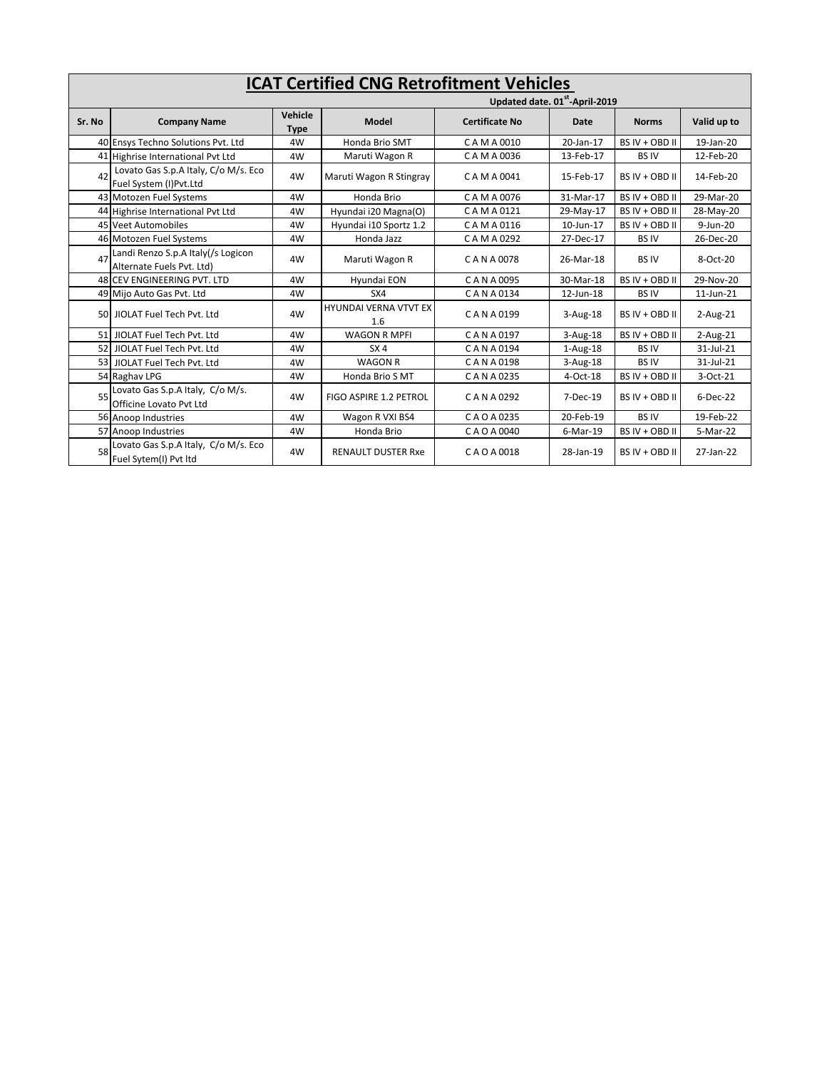# ICAT Certified CNG Retrofitment Vehicles

**Updated date. 01st-April-2019**

| Sr. No | Company Name | Vehicle Type | Model | Certificate No | Date | Norms | Valid up to |
|---|---|---|---|---|---|---|---|
| 40 | Ensys Techno Solutions Pvt. Ltd | 4W | Honda Brio SMT | C A M A 0010 | 20-Jan-17 | BS IV + OBD II | 19-Jan-20 |
| 41 | Highrise International Pvt Ltd | 4W | Maruti Wagon R | C A M A 0036 | 13-Feb-17 | BS IV | 12-Feb-20 |
| 42 | Lovato Gas S.p.A Italy, C/o M/s. Eco Fuel System (I)Pvt.Ltd | 4W | Maruti Wagon R Stingray | C A M A 0041 | 15-Feb-17 | BS IV + OBD II | 14-Feb-20 |
| 43 | Motozen Fuel Systems | 4W | Honda Brio | C A M A 0076 | 31-Mar-17 | BS IV + OBD II | 29-Mar-20 |
| 44 | Highrise International Pvt Ltd | 4W | Hyundai i20 Magna(O) | C A M A 0121 | 29-May-17 | BS IV + OBD II | 28-May-20 |
| 45 | Veet Automobiles | 4W | Hyundai i10 Sportz 1.2 | C A M A 0116 | 10-Jun-17 | BS IV + OBD II | 9-Jun-20 |
| 46 | Motozen Fuel Systems | 4W | Honda Jazz | C A M A 0292 | 27-Dec-17 | BS IV | 26-Dec-20 |
| 47 | Landi Renzo S.p.A Italy(/s Logicon Alternate Fuels Pvt. Ltd) | 4W | Maruti Wagon R | C A N A 0078 | 26-Mar-18 | BS IV | 8-Oct-20 |
| 48 | CEV ENGINEERING PVT. LTD | 4W | Hyundai EON | C A N A 0095 | 30-Mar-18 | BS IV + OBD II | 29-Nov-20 |
| 49 | Mijo Auto Gas Pvt. Ltd | 4W | SX4 | C A N A 0134 | 12-Jun-18 | BS IV | 11-Jun-21 |
| 50 | JIOLAT Fuel Tech Pvt. Ltd | 4W | HYUNDAI VERNA VTVT EX 1.6 | C A N A 0199 | 3-Aug-18 | BS IV + OBD II | 2-Aug-21 |
| 51 | JIOLAT Fuel Tech Pvt. Ltd | 4W | WAGON R MPFI | C A N A 0197 | 3-Aug-18 | BS IV + OBD II | 2-Aug-21 |
| 52 | JIOLAT Fuel Tech Pvt. Ltd | 4W | SX 4 | C A N A 0194 | 1-Aug-18 | BS IV | 31-Jul-21 |
| 53 | JIOLAT Fuel Tech Pvt. Ltd | 4W | WAGON R | C A N A 0198 | 3-Aug-18 | BS IV | 31-Jul-21 |
| 54 | Raghav LPG | 4W | Honda Brio S MT | C A N A 0235 | 4-Oct-18 | BS IV + OBD II | 3-Oct-21 |
| 55 | Lovato Gas S.p.A Italy, C/o M/s. Officine Lovato Pvt Ltd | 4W | FIGO ASPIRE 1.2 PETROL | C A N A 0292 | 7-Dec-19 | BS IV + OBD II | 6-Dec-22 |
| 56 | Anoop Industries | 4W | Wagon R VXI BS4 | C A O A 0235 | 20-Feb-19 | BS IV | 19-Feb-22 |
| 57 | Anoop Industries | 4W | Honda Brio | C A O A 0040 | 6-Mar-19 | BS IV + OBD II | 5-Mar-22 |
| 58 | Lovato Gas S.p.A Italy, C/o M/s. Eco Fuel Sytem(I) Pvt ltd | 4W | RENAULT DUSTER Rxe | C A O A 0018 | 28-Jan-19 | BS IV + OBD II | 27-Jan-22 |